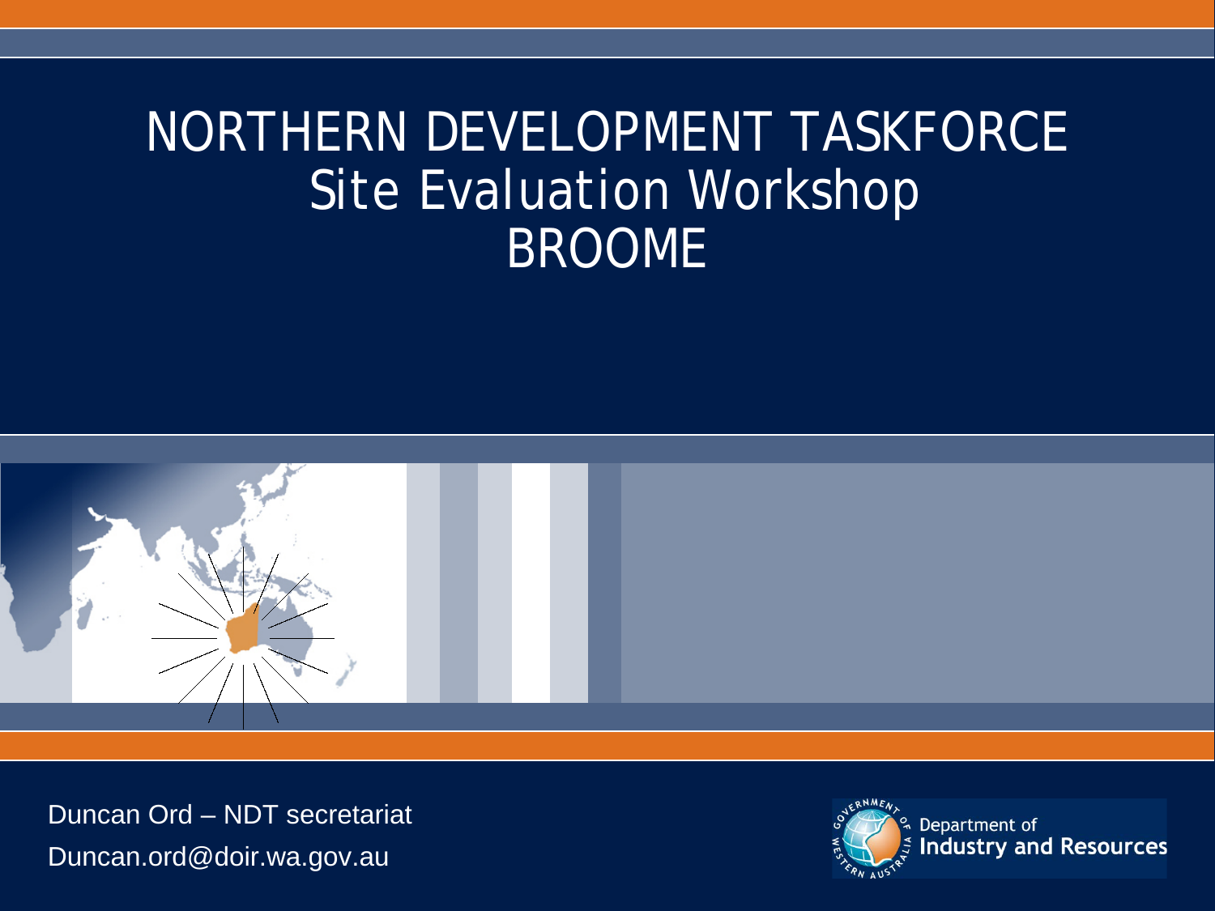# NORTHERN DEVELOPMENT TASKFORCE
## Site Evaluation Workshop
## BROOME

Duncan Ord – NDT secretariat

Duncan.ord@doir.wa.gov.au

Department of Industry and Resources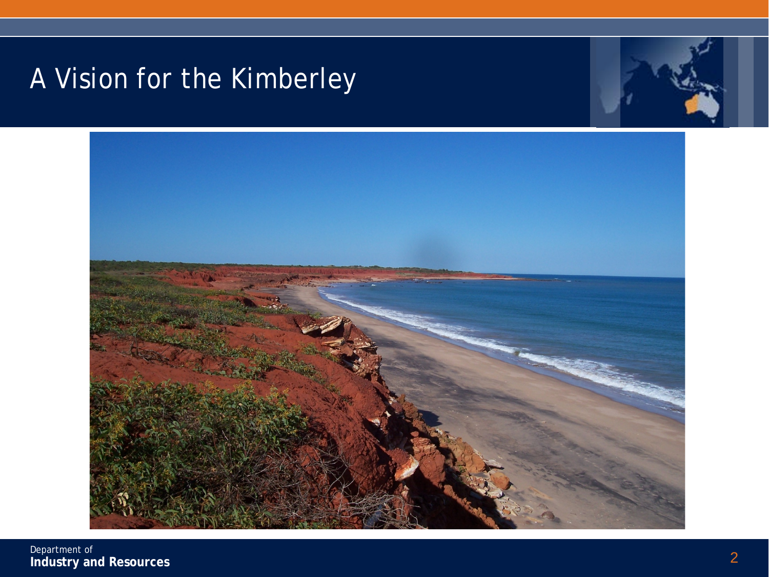# A Vision for the Kimberley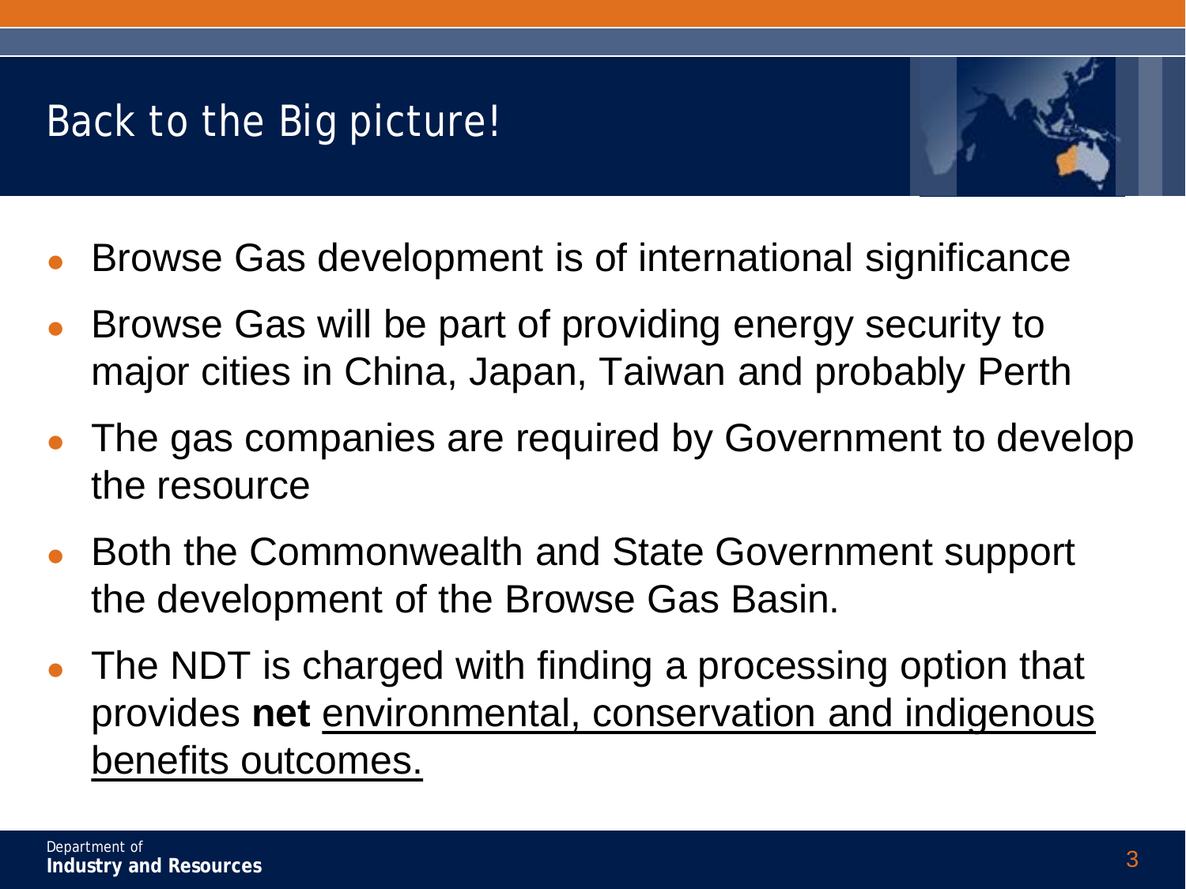# Back to the Big picture!

- Browse Gas development is of international significance
- Browse Gas will be part of providing energy security to major cities in China, Japan, Taiwan and probably Perth
- The gas companies are required by Government to develop the resource
- Both the Commonwealth and State Government support the development of the Browse Gas Basin.
- The NDT is charged with finding a processing option that provides **net** <u>environmental, conservation and indigenous benefits outcomes.</u>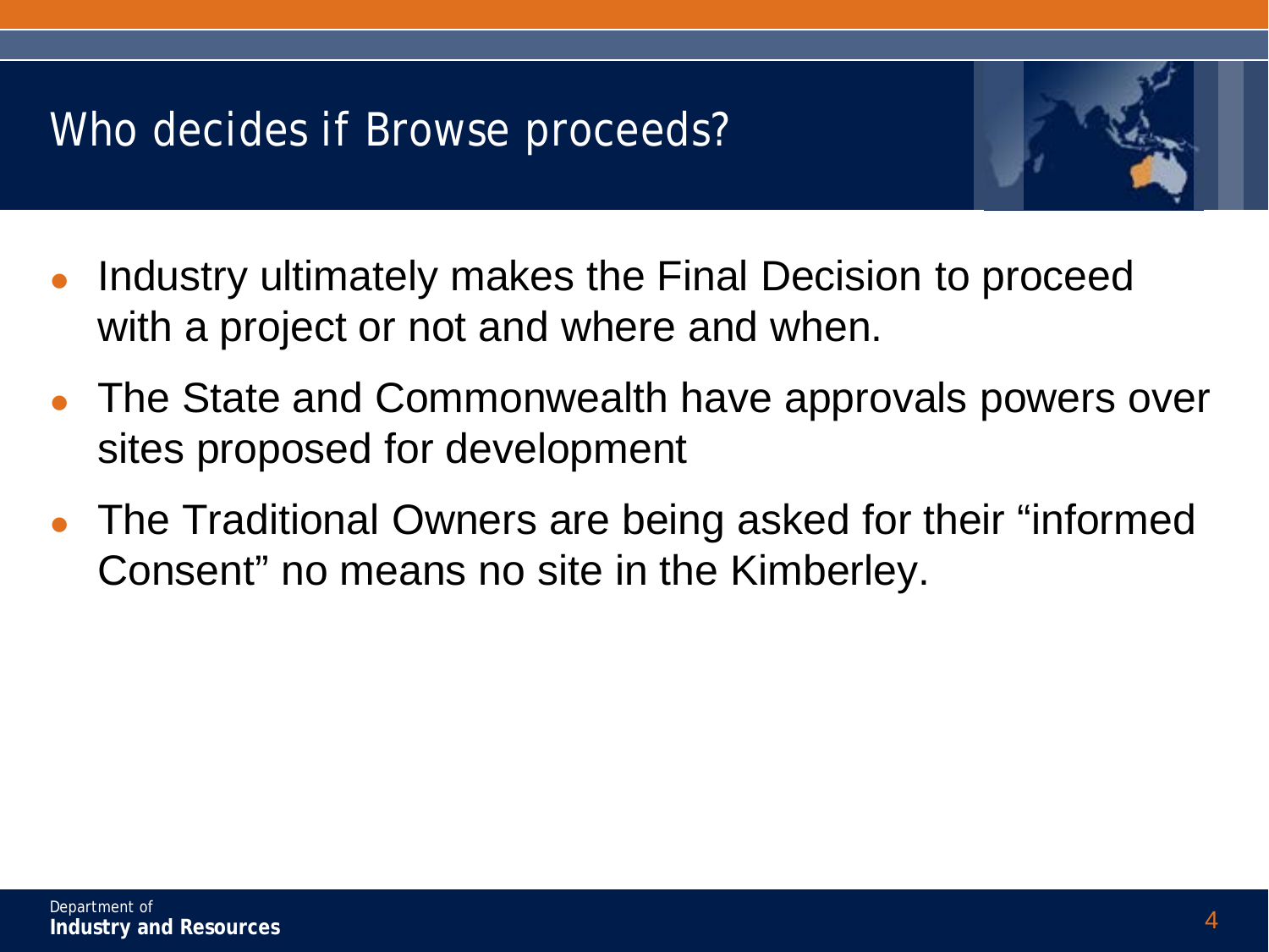# Who decides if Browse proceeds?

- Industry ultimately makes the Final Decision to proceed with a project or not and where and when.
- The State and Commonwealth have approvals powers over sites proposed for development
- The Traditional Owners are being asked for their "informed Consent" no means no site in the Kimberley.

Department of
**Industry and Resources**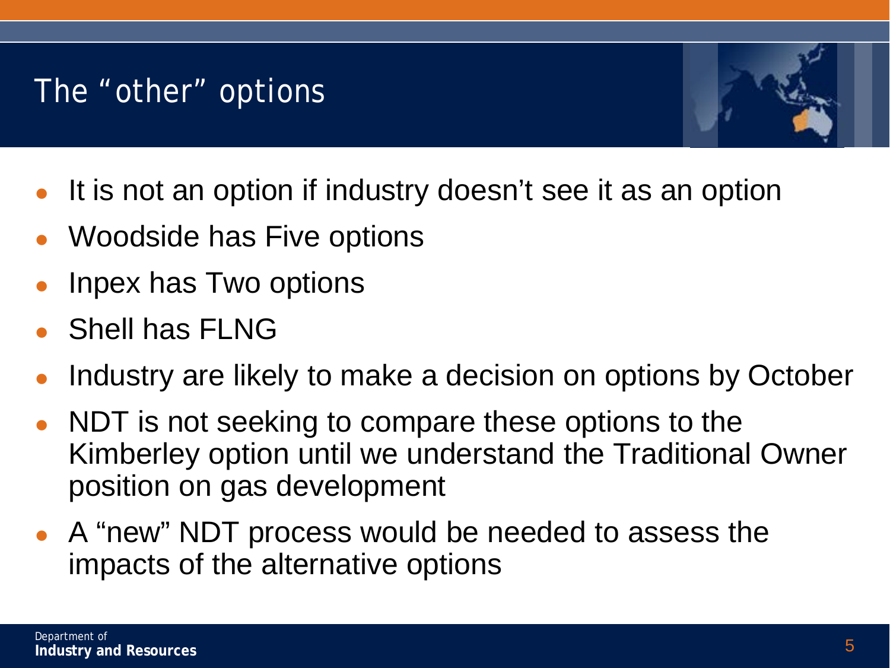# The "other" options

- It is not an option if industry doesn't see it as an option
- Woodside has Five options
- Inpex has Two options
- Shell has FLNG
- Industry are likely to make a decision on options by October
- NDT is not seeking to compare these options to the Kimberley option until we understand the Traditional Owner position on gas development
- A "new" NDT process would be needed to assess the impacts of the alternative options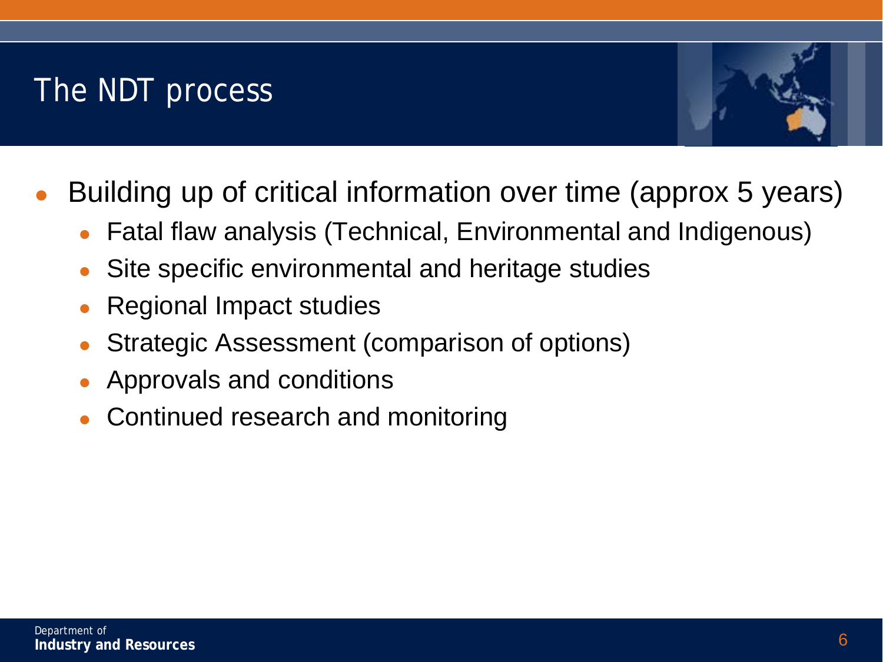# The NDT process

- Building up of critical information over time (approx 5 years)
  - Fatal flaw analysis (Technical, Environmental and Indigenous)
  - Site specific environmental and heritage studies
  - Regional Impact studies
  - Strategic Assessment (comparison of options)
  - Approvals and conditions
  - Continued research and monitoring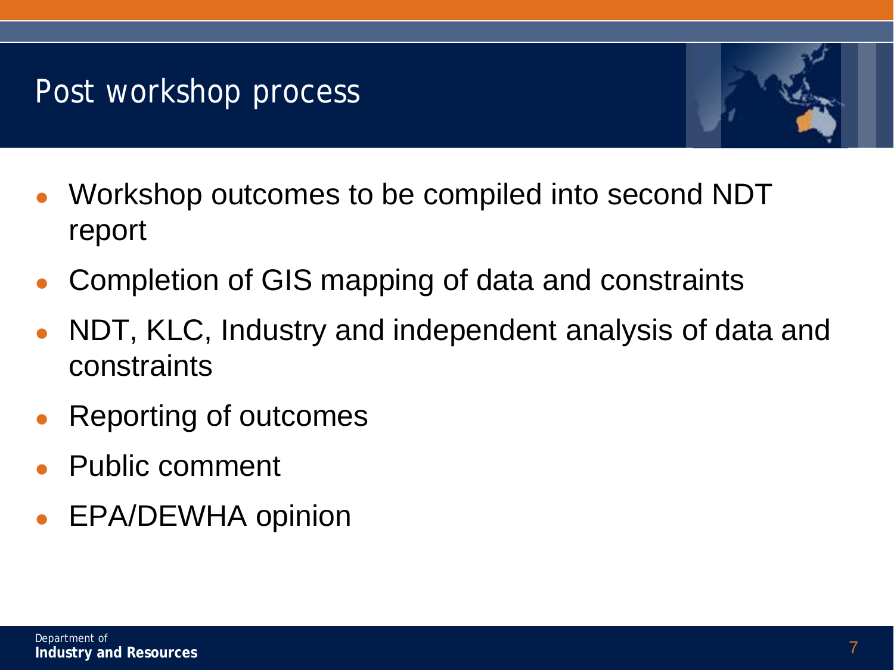# Post workshop process

- Workshop outcomes to be compiled into second NDT report
- Completion of GIS mapping of data and constraints
- NDT, KLC, Industry and independent analysis of data and constraints
- Reporting of outcomes
- Public comment
- EPA/DEWHA opinion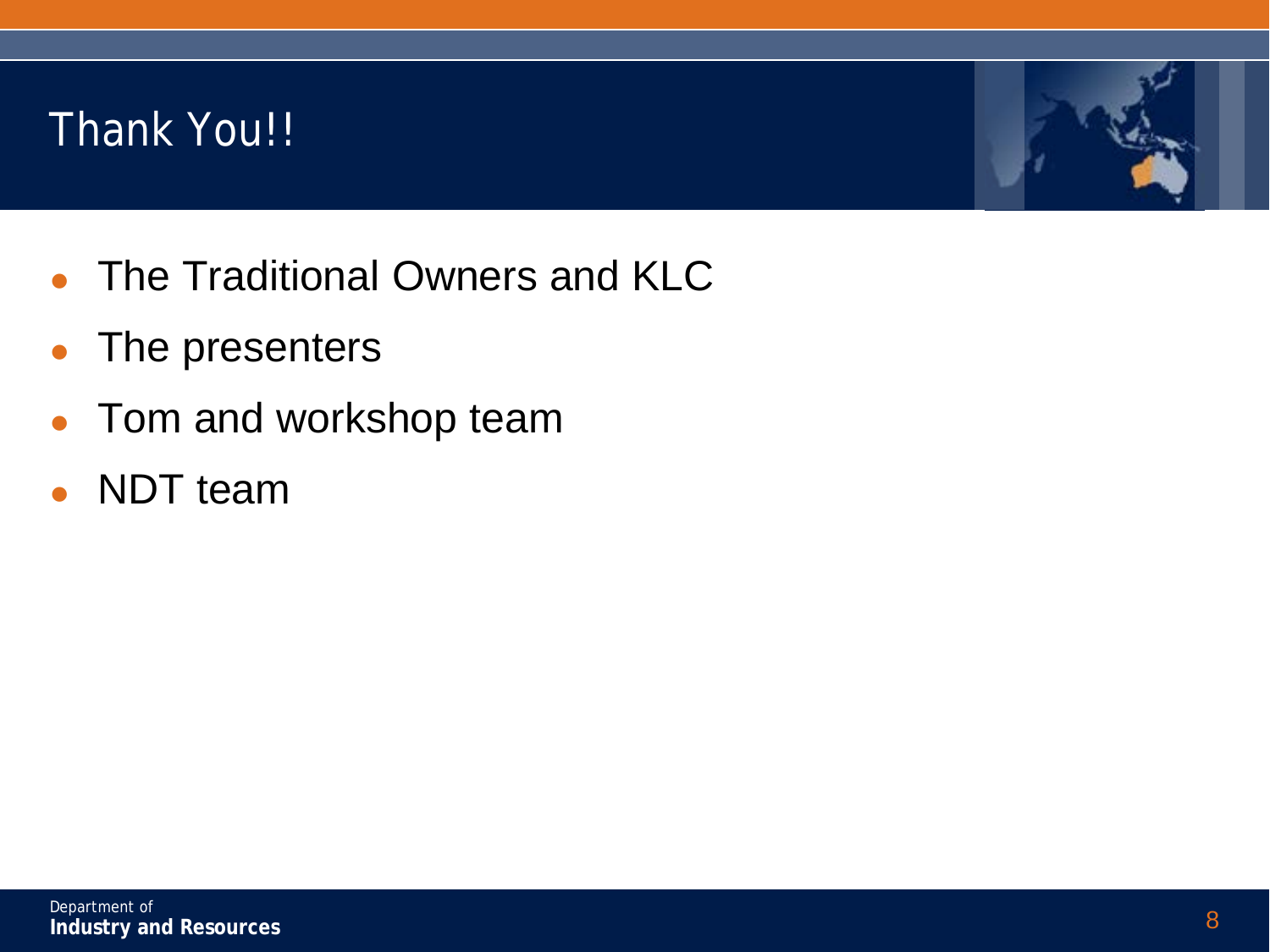# Thank You!!

- The Traditional Owners and KLC
- The presenters
- Tom and workshop team
- NDT team